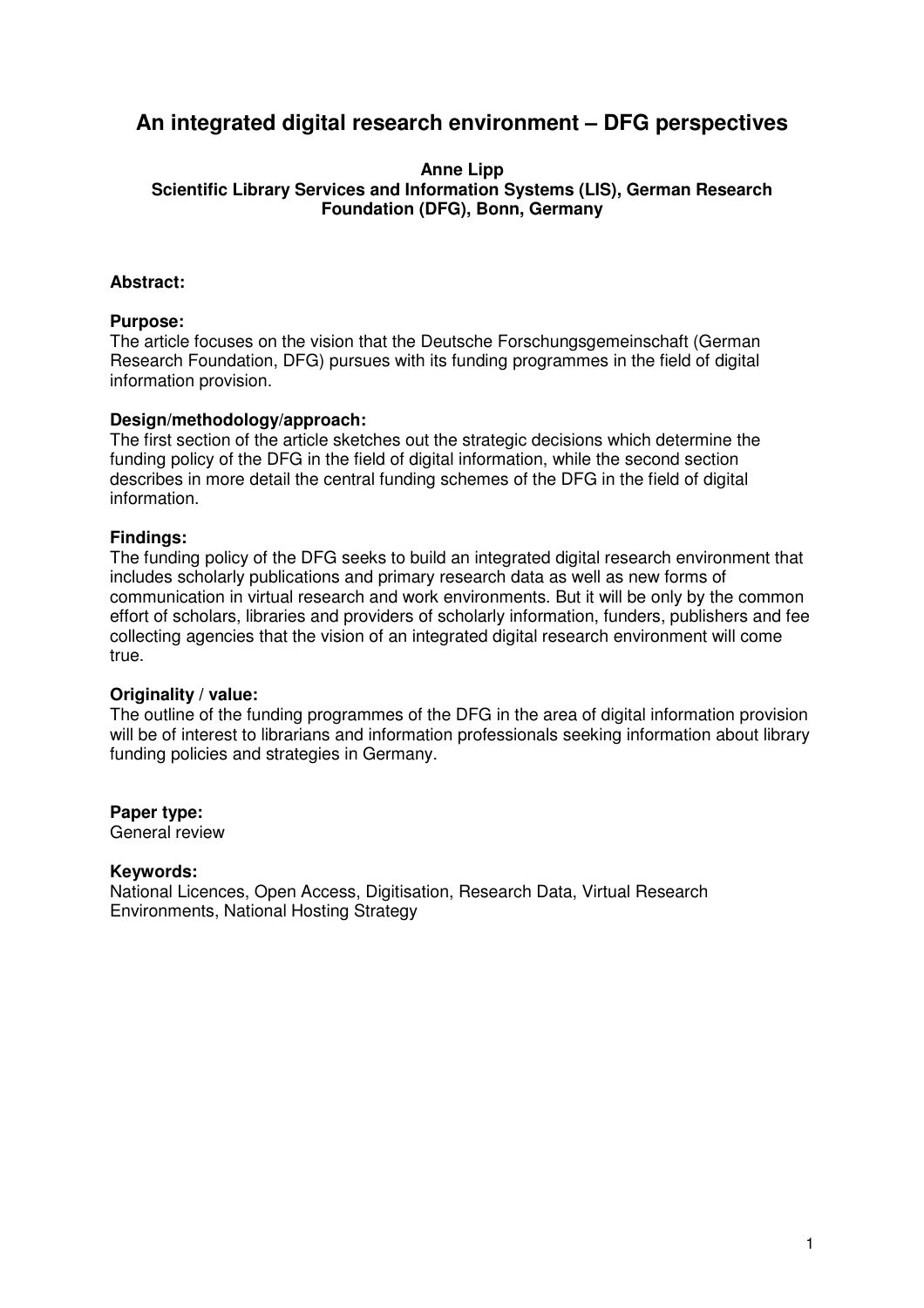# An integrated digital research environment – DFG perspectives

**Anne Lipp**
**Scientific Library Services and Information Systems (LIS), German Research Foundation (DFG), Bonn, Germany**

**Abstract:**

**Purpose:**
The article focuses on the vision that the Deutsche Forschungsgemeinschaft (German Research Foundation, DFG) pursues with its funding programmes in the field of digital information provision.

**Design/methodology/approach:**
The first section of the article sketches out the strategic decisions which determine the funding policy of the DFG in the field of digital information, while the second section describes in more detail the central funding schemes of the DFG in the field of digital information.

**Findings:**
The funding policy of the DFG seeks to build an integrated digital research environment that includes scholarly publications and primary research data as well as new forms of communication in virtual research and work environments. But it will be only by the common effort of scholars, libraries and providers of scholarly information, funders, publishers and fee collecting agencies that the vision of an integrated digital research environment will come true.

**Originality / value:**
The outline of the funding programmes of the DFG in the area of digital information provision will be of interest to librarians and information professionals seeking information about library funding policies and strategies in Germany.

**Paper type:**
General review

**Keywords:**
National Licences, Open Access, Digitisation, Research Data, Virtual Research Environments, National Hosting Strategy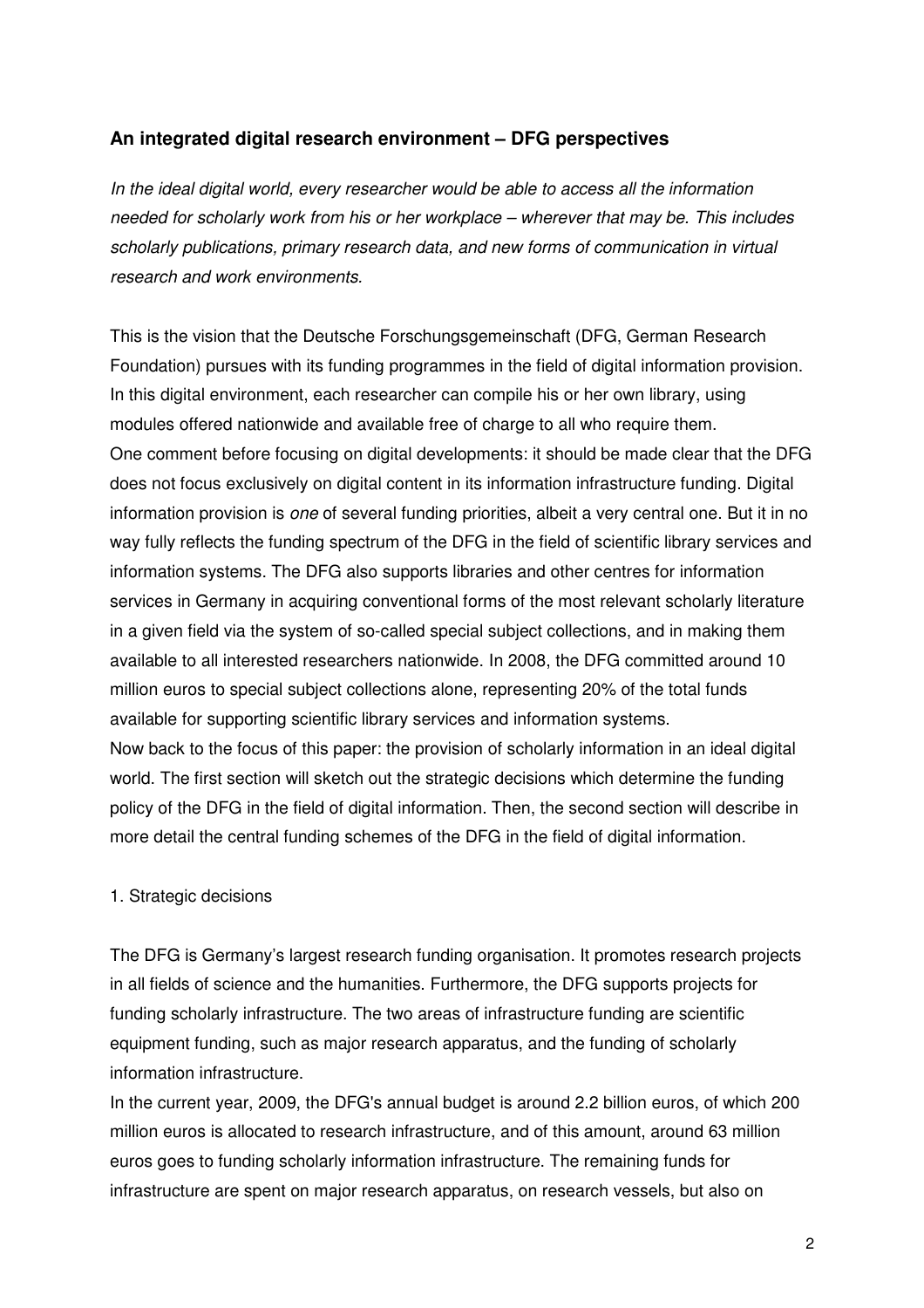## An integrated digital research environment – DFG perspectives

*In the ideal digital world, every researcher would be able to access all the information needed for scholarly work from his or her workplace – wherever that may be. This includes scholarly publications, primary research data, and new forms of communication in virtual research and work environments.*

This is the vision that the Deutsche Forschungsgemeinschaft (DFG, German Research Foundation) pursues with its funding programmes in the field of digital information provision. In this digital environment, each researcher can compile his or her own library, using modules offered nationwide and available free of charge to all who require them.

One comment before focusing on digital developments: it should be made clear that the DFG does not focus exclusively on digital content in its information infrastructure funding. Digital information provision is *one* of several funding priorities, albeit a very central one. But it in no way fully reflects the funding spectrum of the DFG in the field of scientific library services and information systems. The DFG also supports libraries and other centres for information services in Germany in acquiring conventional forms of the most relevant scholarly literature in a given field via the system of so-called special subject collections, and in making them available to all interested researchers nationwide. In 2008, the DFG committed around 10 million euros to special subject collections alone, representing 20% of the total funds available for supporting scientific library services and information systems.

Now back to the focus of this paper: the provision of scholarly information in an ideal digital world. The first section will sketch out the strategic decisions which determine the funding policy of the DFG in the field of digital information. Then, the second section will describe in more detail the central funding schemes of the DFG in the field of digital information.

### 1. Strategic decisions

The DFG is Germany's largest research funding organisation. It promotes research projects in all fields of science and the humanities. Furthermore, the DFG supports projects for funding scholarly infrastructure. The two areas of infrastructure funding are scientific equipment funding, such as major research apparatus, and the funding of scholarly information infrastructure.

In the current year, 2009, the DFG's annual budget is around 2.2 billion euros, of which 200 million euros is allocated to research infrastructure, and of this amount, around 63 million euros goes to funding scholarly information infrastructure. The remaining funds for infrastructure are spent on major research apparatus, on research vessels, but also on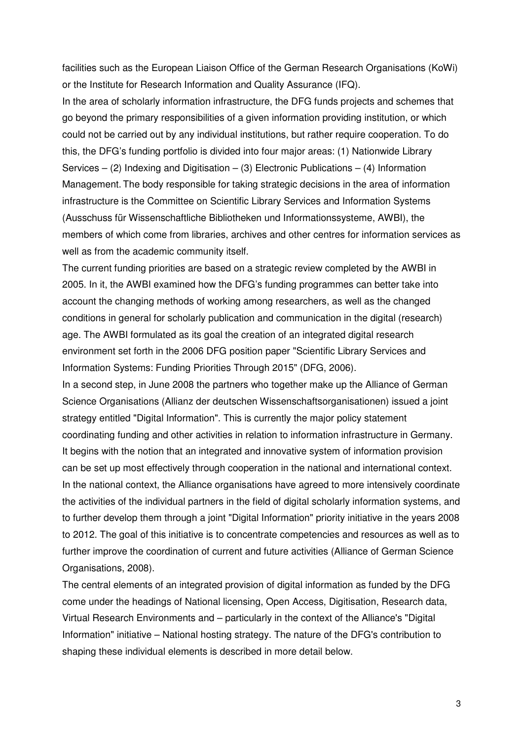facilities such as the European Liaison Office of the German Research Organisations (KoWi) or the Institute for Research Information and Quality Assurance (IFQ).

In the area of scholarly information infrastructure, the DFG funds projects and schemes that go beyond the primary responsibilities of a given information providing institution, or which could not be carried out by any individual institutions, but rather require cooperation. To do this, the DFG's funding portfolio is divided into four major areas: (1) Nationwide Library Services – (2) Indexing and Digitisation – (3) Electronic Publications – (4) Information Management. The body responsible for taking strategic decisions in the area of information infrastructure is the Committee on Scientific Library Services and Information Systems (Ausschuss für Wissenschaftliche Bibliotheken und Informationssysteme, AWBI), the members of which come from libraries, archives and other centres for information services as well as from the academic community itself.

The current funding priorities are based on a strategic review completed by the AWBI in 2005. In it, the AWBI examined how the DFG's funding programmes can better take into account the changing methods of working among researchers, as well as the changed conditions in general for scholarly publication and communication in the digital (research) age. The AWBI formulated as its goal the creation of an integrated digital research environment set forth in the 2006 DFG position paper "Scientific Library Services and Information Systems: Funding Priorities Through 2015" (DFG, 2006).

In a second step, in June 2008 the partners who together make up the Alliance of German Science Organisations (Allianz der deutschen Wissenschaftsorganisationen) issued a joint strategy entitled "Digital Information". This is currently the major policy statement coordinating funding and other activities in relation to information infrastructure in Germany. It begins with the notion that an integrated and innovative system of information provision can be set up most effectively through cooperation in the national and international context. In the national context, the Alliance organisations have agreed to more intensively coordinate the activities of the individual partners in the field of digital scholarly information systems, and to further develop them through a joint "Digital Information" priority initiative in the years 2008 to 2012. The goal of this initiative is to concentrate competencies and resources as well as to further improve the coordination of current and future activities (Alliance of German Science Organisations, 2008).

The central elements of an integrated provision of digital information as funded by the DFG come under the headings of National licensing, Open Access, Digitisation, Research data, Virtual Research Environments and – particularly in the context of the Alliance's "Digital Information" initiative – National hosting strategy. The nature of the DFG's contribution to shaping these individual elements is described in more detail below.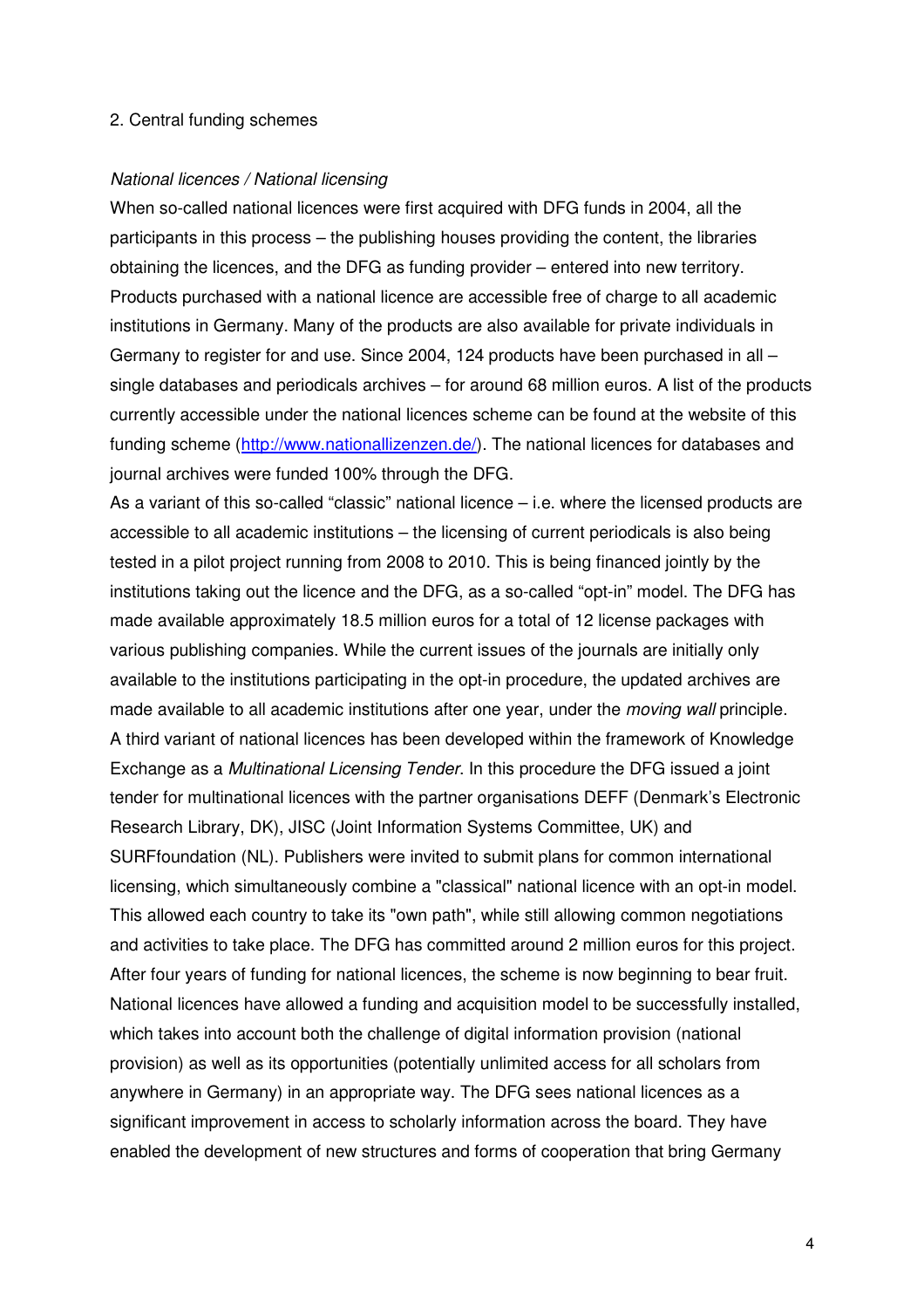## 2. Central funding schemes

### *National licences / National licensing*

When so-called national licences were first acquired with DFG funds in 2004, all the participants in this process – the publishing houses providing the content, the libraries obtaining the licences, and the DFG as funding provider – entered into new territory. Products purchased with a national licence are accessible free of charge to all academic institutions in Germany. Many of the products are also available for private individuals in Germany to register for and use. Since 2004, 124 products have been purchased in all – single databases and periodicals archives – for around 68 million euros. A list of the products currently accessible under the national licences scheme can be found at the website of this funding scheme (http://www.nationallizenzen.de/). The national licences for databases and journal archives were funded 100% through the DFG.

As a variant of this so-called "classic" national licence – i.e. where the licensed products are accessible to all academic institutions – the licensing of current periodicals is also being tested in a pilot project running from 2008 to 2010. This is being financed jointly by the institutions taking out the licence and the DFG, as a so-called "opt-in" model. The DFG has made available approximately 18.5 million euros for a total of 12 license packages with various publishing companies. While the current issues of the journals are initially only available to the institutions participating in the opt-in procedure, the updated archives are made available to all academic institutions after one year, under the *moving wall* principle.

A third variant of national licences has been developed within the framework of Knowledge Exchange as a *Multinational Licensing Tender*. In this procedure the DFG issued a joint tender for multinational licences with the partner organisations DEFF (Denmark's Electronic Research Library, DK), JISC (Joint Information Systems Committee, UK) and SURFfoundation (NL). Publishers were invited to submit plans for common international licensing, which simultaneously combine a "classical" national licence with an opt-in model. This allowed each country to take its "own path", while still allowing common negotiations and activities to take place. The DFG has committed around 2 million euros for this project.

After four years of funding for national licences, the scheme is now beginning to bear fruit. National licences have allowed a funding and acquisition model to be successfully installed, which takes into account both the challenge of digital information provision (national provision) as well as its opportunities (potentially unlimited access for all scholars from anywhere in Germany) in an appropriate way. The DFG sees national licences as a significant improvement in access to scholarly information across the board. They have enabled the development of new structures and forms of cooperation that bring Germany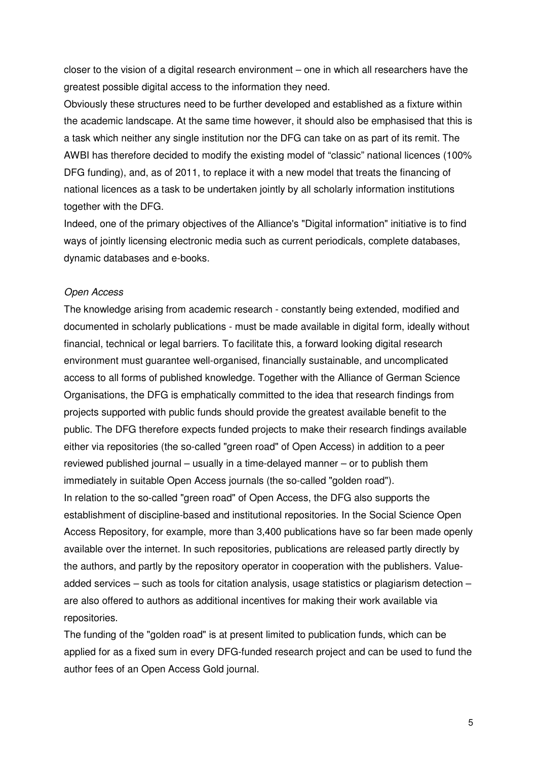closer to the vision of a digital research environment – one in which all researchers have the greatest possible digital access to the information they need.

Obviously these structures need to be further developed and established as a fixture within the academic landscape. At the same time however, it should also be emphasised that this is a task which neither any single institution nor the DFG can take on as part of its remit. The AWBI has therefore decided to modify the existing model of "classic" national licences (100% DFG funding), and, as of 2011, to replace it with a new model that treats the financing of national licences as a task to be undertaken jointly by all scholarly information institutions together with the DFG.

Indeed, one of the primary objectives of the Alliance's "Digital information" initiative is to find ways of jointly licensing electronic media such as current periodicals, complete databases, dynamic databases and e-books.

*Open Access*

The knowledge arising from academic research - constantly being extended, modified and documented in scholarly publications - must be made available in digital form, ideally without financial, technical or legal barriers. To facilitate this, a forward looking digital research environment must guarantee well-organised, financially sustainable, and uncomplicated access to all forms of published knowledge. Together with the Alliance of German Science Organisations, the DFG is emphatically committed to the idea that research findings from projects supported with public funds should provide the greatest available benefit to the public. The DFG therefore expects funded projects to make their research findings available either via repositories (the so-called "green road" of Open Access) in addition to a peer reviewed published journal – usually in a time-delayed manner – or to publish them immediately in suitable Open Access journals (the so-called "golden road").

In relation to the so-called "green road" of Open Access, the DFG also supports the establishment of discipline-based and institutional repositories. In the Social Science Open Access Repository, for example, more than 3,400 publications have so far been made openly available over the internet. In such repositories, publications are released partly directly by the authors, and partly by the repository operator in cooperation with the publishers. Value-added services – such as tools for citation analysis, usage statistics or plagiarism detection – are also offered to authors as additional incentives for making their work available via repositories.

The funding of the "golden road" is at present limited to publication funds, which can be applied for as a fixed sum in every DFG-funded research project and can be used to fund the author fees of an Open Access Gold journal.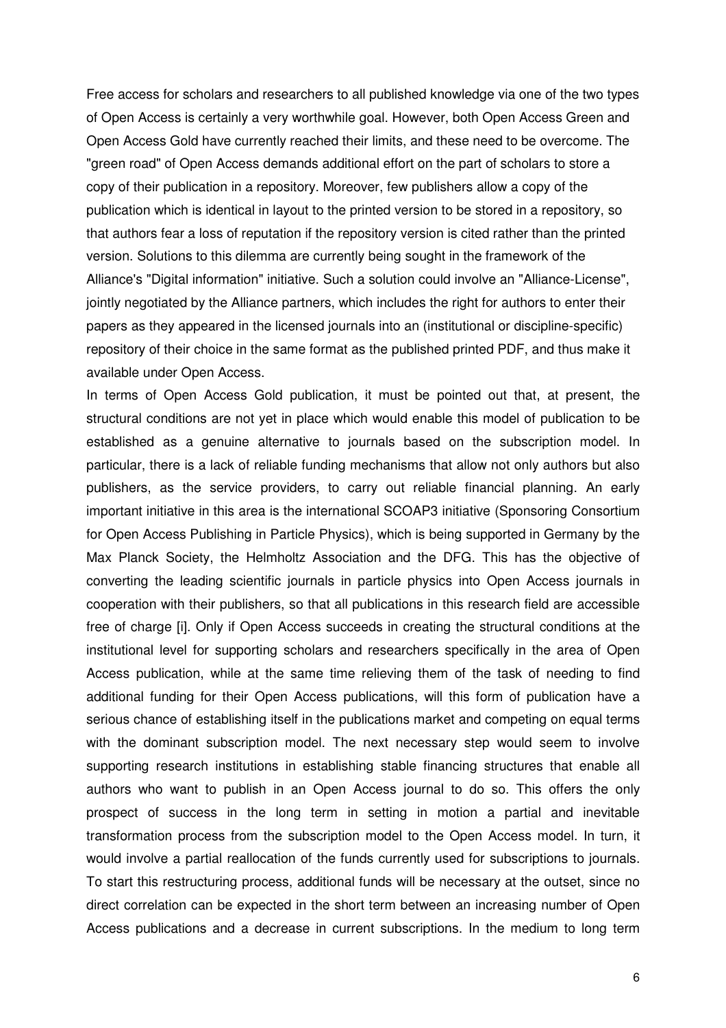Free access for scholars and researchers to all published knowledge via one of the two types of Open Access is certainly a very worthwhile goal. However, both Open Access Green and Open Access Gold have currently reached their limits, and these need to be overcome. The "green road" of Open Access demands additional effort on the part of scholars to store a copy of their publication in a repository. Moreover, few publishers allow a copy of the publication which is identical in layout to the printed version to be stored in a repository, so that authors fear a loss of reputation if the repository version is cited rather than the printed version. Solutions to this dilemma are currently being sought in the framework of the Alliance's "Digital information" initiative. Such a solution could involve an "Alliance-License", jointly negotiated by the Alliance partners, which includes the right for authors to enter their papers as they appeared in the licensed journals into an (institutional or discipline-specific) repository of their choice in the same format as the published printed PDF, and thus make it available under Open Access.

In terms of Open Access Gold publication, it must be pointed out that, at present, the structural conditions are not yet in place which would enable this model of publication to be established as a genuine alternative to journals based on the subscription model. In particular, there is a lack of reliable funding mechanisms that allow not only authors but also publishers, as the service providers, to carry out reliable financial planning. An early important initiative in this area is the international SCOAP3 initiative (Sponsoring Consortium for Open Access Publishing in Particle Physics), which is being supported in Germany by the Max Planck Society, the Helmholtz Association and the DFG. This has the objective of converting the leading scientific journals in particle physics into Open Access journals in cooperation with their publishers, so that all publications in this research field are accessible free of charge [i]. Only if Open Access succeeds in creating the structural conditions at the institutional level for supporting scholars and researchers specifically in the area of Open Access publication, while at the same time relieving them of the task of needing to find additional funding for their Open Access publications, will this form of publication have a serious chance of establishing itself in the publications market and competing on equal terms with the dominant subscription model. The next necessary step would seem to involve supporting research institutions in establishing stable financing structures that enable all authors who want to publish in an Open Access journal to do so. This offers the only prospect of success in the long term in setting in motion a partial and inevitable transformation process from the subscription model to the Open Access model. In turn, it would involve a partial reallocation of the funds currently used for subscriptions to journals. To start this restructuring process, additional funds will be necessary at the outset, since no direct correlation can be expected in the short term between an increasing number of Open Access publications and a decrease in current subscriptions. In the medium to long term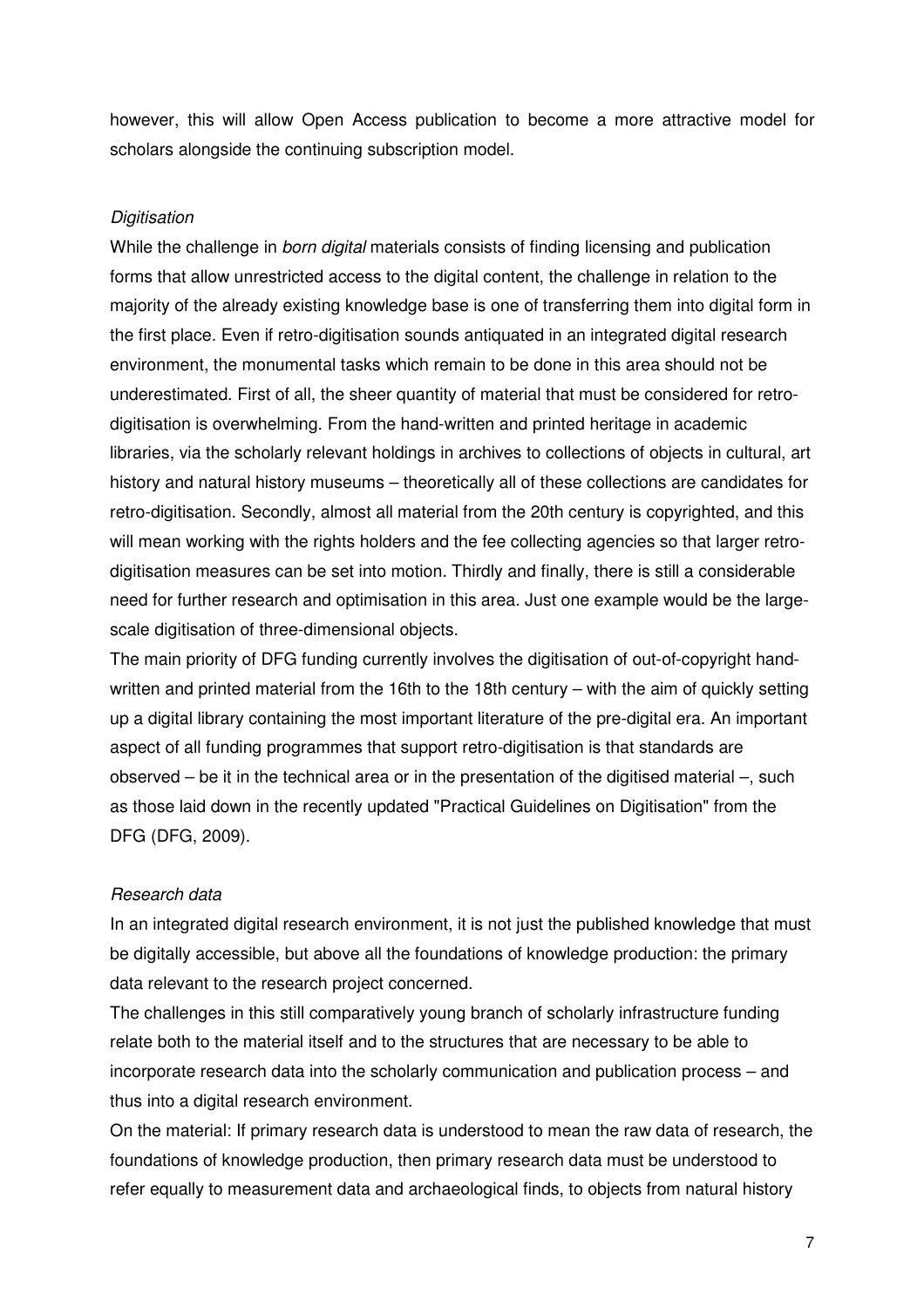however, this will allow Open Access publication to become a more attractive model for scholars alongside the continuing subscription model.

*Digitisation*

While the challenge in *born digital* materials consists of finding licensing and publication forms that allow unrestricted access to the digital content, the challenge in relation to the majority of the already existing knowledge base is one of transferring them into digital form in the first place. Even if retro-digitisation sounds antiquated in an integrated digital research environment, the monumental tasks which remain to be done in this area should not be underestimated. First of all, the sheer quantity of material that must be considered for retro-digitisation is overwhelming. From the hand-written and printed heritage in academic libraries, via the scholarly relevant holdings in archives to collections of objects in cultural, art history and natural history museums – theoretically all of these collections are candidates for retro-digitisation. Secondly, almost all material from the 20th century is copyrighted, and this will mean working with the rights holders and the fee collecting agencies so that larger retro-digitisation measures can be set into motion. Thirdly and finally, there is still a considerable need for further research and optimisation in this area. Just one example would be the large-scale digitisation of three-dimensional objects.

The main priority of DFG funding currently involves the digitisation of out-of-copyright hand-written and printed material from the 16th to the 18th century – with the aim of quickly setting up a digital library containing the most important literature of the pre-digital era. An important aspect of all funding programmes that support retro-digitisation is that standards are observed – be it in the technical area or in the presentation of the digitised material –, such as those laid down in the recently updated "Practical Guidelines on Digitisation" from the DFG (DFG, 2009).

*Research data*

In an integrated digital research environment, it is not just the published knowledge that must be digitally accessible, but above all the foundations of knowledge production: the primary data relevant to the research project concerned.

The challenges in this still comparatively young branch of scholarly infrastructure funding relate both to the material itself and to the structures that are necessary to be able to incorporate research data into the scholarly communication and publication process – and thus into a digital research environment.

On the material: If primary research data is understood to mean the raw data of research, the foundations of knowledge production, then primary research data must be understood to refer equally to measurement data and archaeological finds, to objects from natural history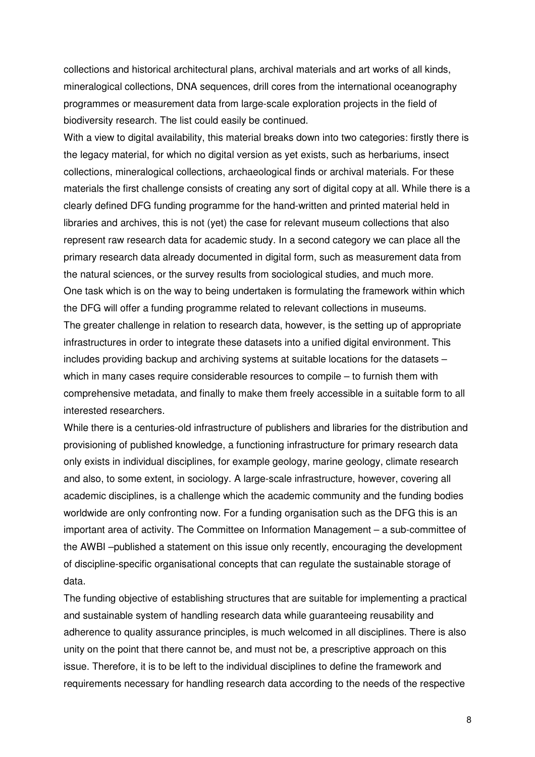collections and historical architectural plans, archival materials and art works of all kinds, mineralogical collections, DNA sequences, drill cores from the international oceanography programmes or measurement data from large-scale exploration projects in the field of biodiversity research. The list could easily be continued.

With a view to digital availability, this material breaks down into two categories: firstly there is the legacy material, for which no digital version as yet exists, such as herbariums, insect collections, mineralogical collections, archaeological finds or archival materials. For these materials the first challenge consists of creating any sort of digital copy at all. While there is a clearly defined DFG funding programme for the hand-written and printed material held in libraries and archives, this is not (yet) the case for relevant museum collections that also represent raw research data for academic study. In a second category we can place all the primary research data already documented in digital form, such as measurement data from the natural sciences, or the survey results from sociological studies, and much more.

One task which is on the way to being undertaken is formulating the framework within which the DFG will offer a funding programme related to relevant collections in museums.

The greater challenge in relation to research data, however, is the setting up of appropriate infrastructures in order to integrate these datasets into a unified digital environment. This includes providing backup and archiving systems at suitable locations for the datasets – which in many cases require considerable resources to compile – to furnish them with comprehensive metadata, and finally to make them freely accessible in a suitable form to all interested researchers.

While there is a centuries-old infrastructure of publishers and libraries for the distribution and provisioning of published knowledge, a functioning infrastructure for primary research data only exists in individual disciplines, for example geology, marine geology, climate research and also, to some extent, in sociology. A large-scale infrastructure, however, covering all academic disciplines, is a challenge which the academic community and the funding bodies worldwide are only confronting now. For a funding organisation such as the DFG this is an important area of activity. The Committee on Information Management – a sub-committee of the AWBI –published a statement on this issue only recently, encouraging the development of discipline-specific organisational concepts that can regulate the sustainable storage of data.

The funding objective of establishing structures that are suitable for implementing a practical and sustainable system of handling research data while guaranteeing reusability and adherence to quality assurance principles, is much welcomed in all disciplines. There is also unity on the point that there cannot be, and must not be, a prescriptive approach on this issue. Therefore, it is to be left to the individual disciplines to define the framework and requirements necessary for handling research data according to the needs of the respective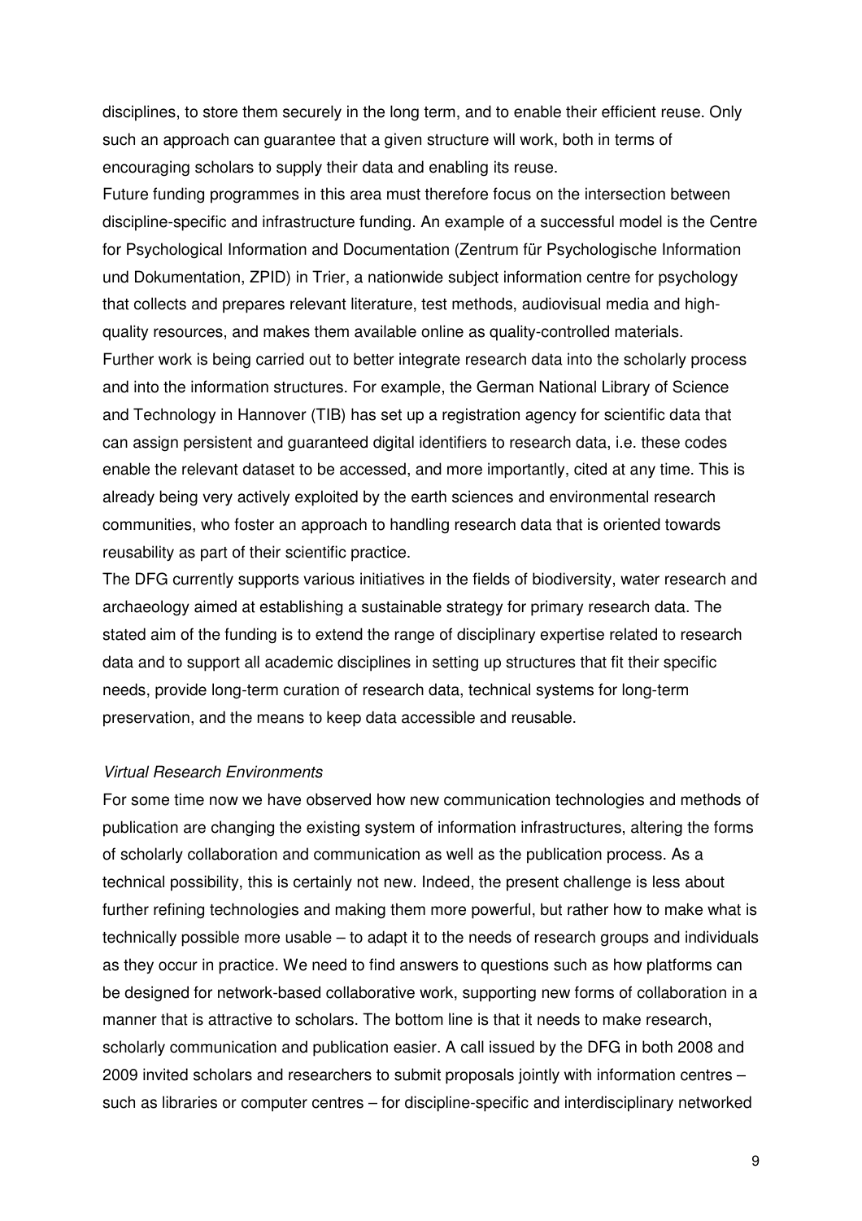disciplines, to store them securely in the long term, and to enable their efficient reuse. Only such an approach can guarantee that a given structure will work, both in terms of encouraging scholars to supply their data and enabling its reuse.

Future funding programmes in this area must therefore focus on the intersection between discipline-specific and infrastructure funding. An example of a successful model is the Centre for Psychological Information and Documentation (Zentrum für Psychologische Information und Dokumentation, ZPID) in Trier, a nationwide subject information centre for psychology that collects and prepares relevant literature, test methods, audiovisual media and high-quality resources, and makes them available online as quality-controlled materials.

Further work is being carried out to better integrate research data into the scholarly process and into the information structures. For example, the German National Library of Science and Technology in Hannover (TIB) has set up a registration agency for scientific data that can assign persistent and guaranteed digital identifiers to research data, i.e. these codes enable the relevant dataset to be accessed, and more importantly, cited at any time. This is already being very actively exploited by the earth sciences and environmental research communities, who foster an approach to handling research data that is oriented towards reusability as part of their scientific practice.

The DFG currently supports various initiatives in the fields of biodiversity, water research and archaeology aimed at establishing a sustainable strategy for primary research data. The stated aim of the funding is to extend the range of disciplinary expertise related to research data and to support all academic disciplines in setting up structures that fit their specific needs, provide long-term curation of research data, technical systems for long-term preservation, and the means to keep data accessible and reusable.

*Virtual Research Environments*

For some time now we have observed how new communication technologies and methods of publication are changing the existing system of information infrastructures, altering the forms of scholarly collaboration and communication as well as the publication process. As a technical possibility, this is certainly not new. Indeed, the present challenge is less about further refining technologies and making them more powerful, but rather how to make what is technically possible more usable – to adapt it to the needs of research groups and individuals as they occur in practice. We need to find answers to questions such as how platforms can be designed for network-based collaborative work, supporting new forms of collaboration in a manner that is attractive to scholars. The bottom line is that it needs to make research, scholarly communication and publication easier. A call issued by the DFG in both 2008 and 2009 invited scholars and researchers to submit proposals jointly with information centres – such as libraries or computer centres – for discipline-specific and interdisciplinary networked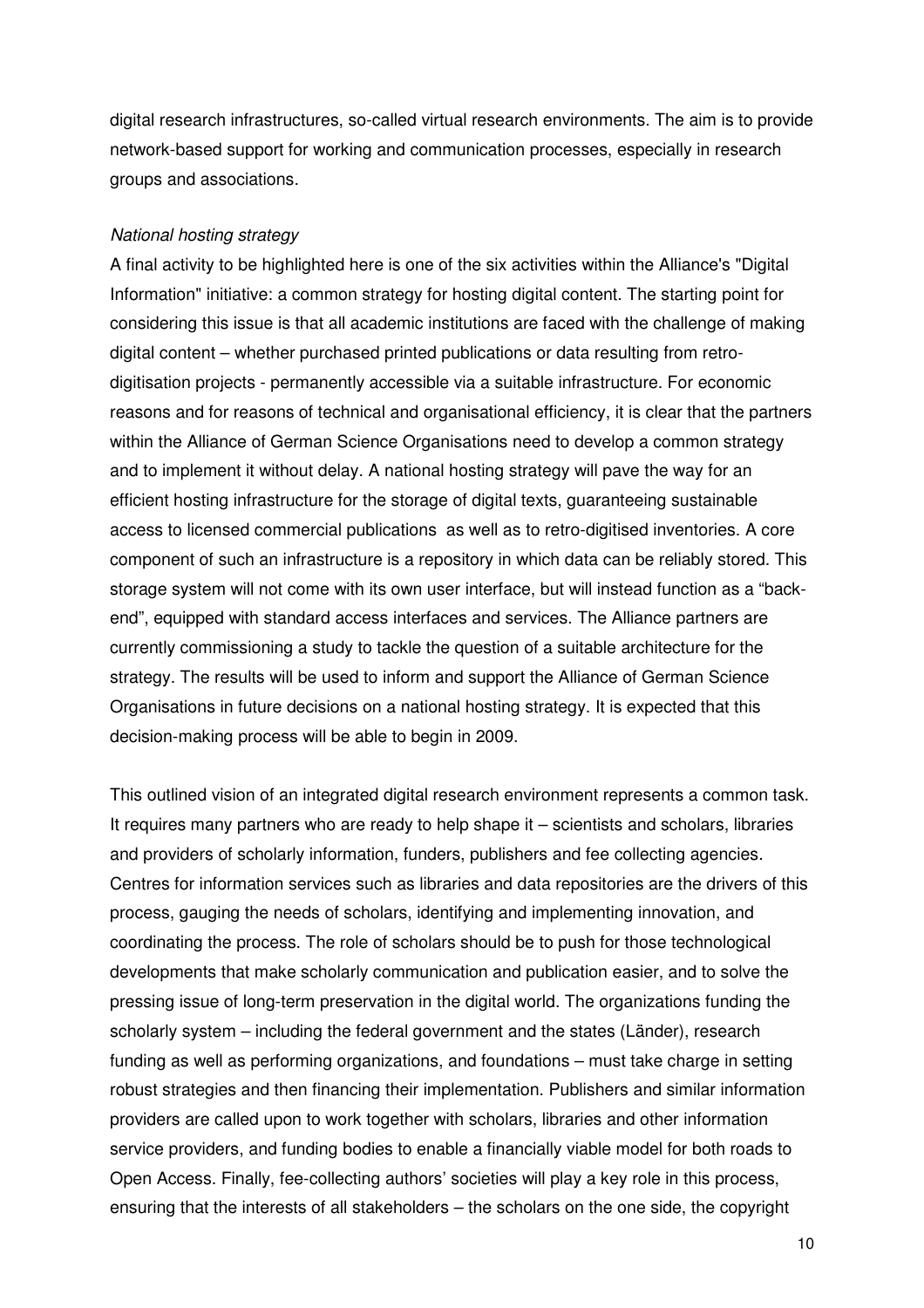digital research infrastructures, so-called virtual research environments. The aim is to provide network-based support for working and communication processes, especially in research groups and associations.

*National hosting strategy*

A final activity to be highlighted here is one of the six activities within the Alliance's "Digital Information" initiative: a common strategy for hosting digital content. The starting point for considering this issue is that all academic institutions are faced with the challenge of making digital content – whether purchased printed publications or data resulting from retro-digitisation projects - permanently accessible via a suitable infrastructure. For economic reasons and for reasons of technical and organisational efficiency, it is clear that the partners within the Alliance of German Science Organisations need to develop a common strategy and to implement it without delay. A national hosting strategy will pave the way for an efficient hosting infrastructure for the storage of digital texts, guaranteeing sustainable access to licensed commercial publications as well as to retro-digitised inventories. A core component of such an infrastructure is a repository in which data can be reliably stored. This storage system will not come with its own user interface, but will instead function as a "back-end", equipped with standard access interfaces and services. The Alliance partners are currently commissioning a study to tackle the question of a suitable architecture for the strategy. The results will be used to inform and support the Alliance of German Science Organisations in future decisions on a national hosting strategy. It is expected that this decision-making process will be able to begin in 2009.

This outlined vision of an integrated digital research environment represents a common task. It requires many partners who are ready to help shape it – scientists and scholars, libraries and providers of scholarly information, funders, publishers and fee collecting agencies. Centres for information services such as libraries and data repositories are the drivers of this process, gauging the needs of scholars, identifying and implementing innovation, and coordinating the process. The role of scholars should be to push for those technological developments that make scholarly communication and publication easier, and to solve the pressing issue of long-term preservation in the digital world. The organizations funding the scholarly system – including the federal government and the states (Länder), research funding as well as performing organizations, and foundations – must take charge in setting robust strategies and then financing their implementation. Publishers and similar information providers are called upon to work together with scholars, libraries and other information service providers, and funding bodies to enable a financially viable model for both roads to Open Access. Finally, fee-collecting authors' societies will play a key role in this process, ensuring that the interests of all stakeholders – the scholars on the one side, the copyright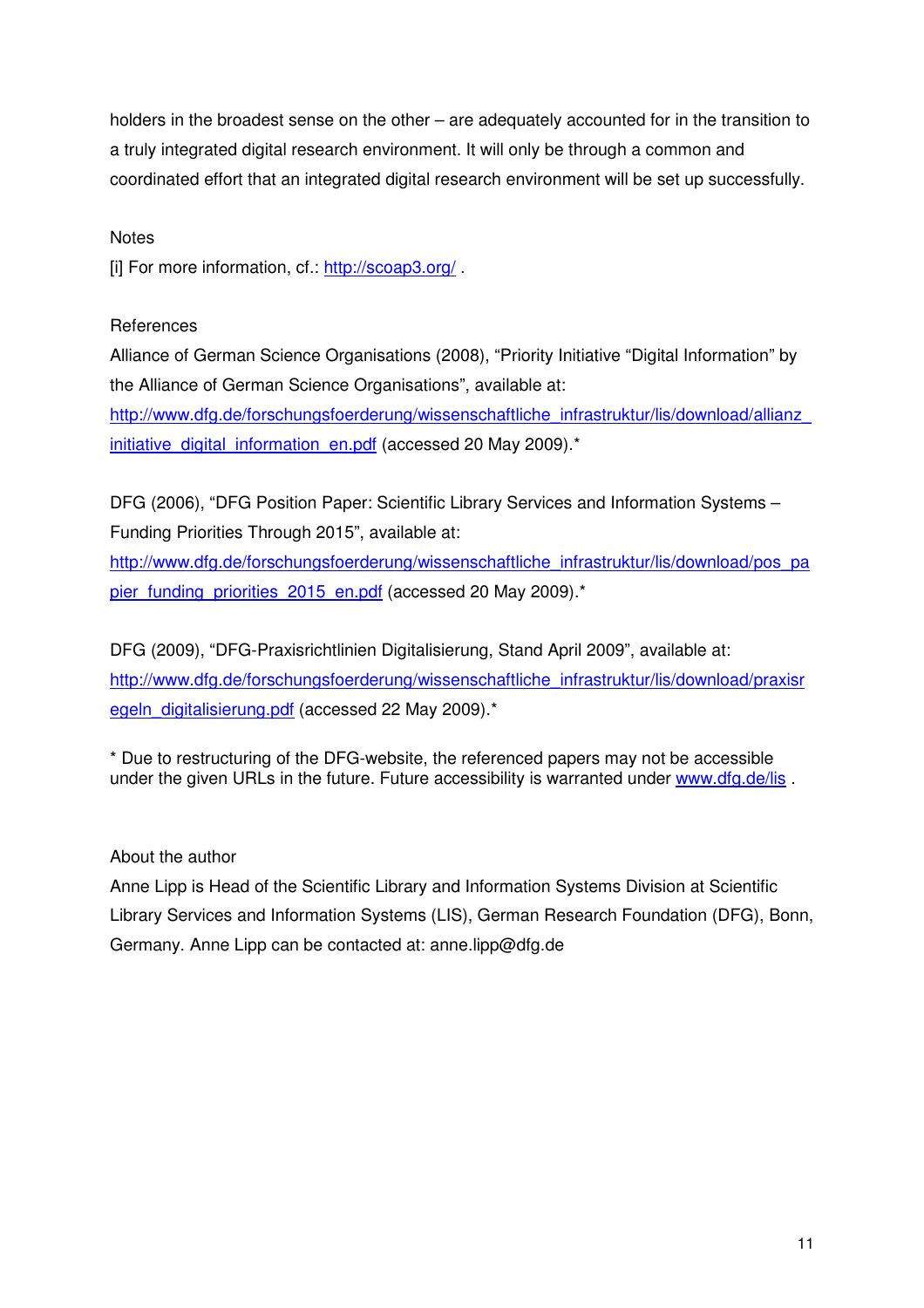holders in the broadest sense on the other – are adequately accounted for in the transition to a truly integrated digital research environment. It will only be through a common and coordinated effort that an integrated digital research environment will be set up successfully.

## Notes

[i] For more information, cf.: http://scoap3.org/ .

## References

Alliance of German Science Organisations (2008), "Priority Initiative "Digital Information" by the Alliance of German Science Organisations", available at: http://www.dfg.de/forschungsfoerderung/wissenschaftliche_infrastruktur/lis/download/allianz_initiative_digital_information_en.pdf (accessed 20 May 2009).*

DFG (2006), "DFG Position Paper: Scientific Library Services and Information Systems – Funding Priorities Through 2015", available at: http://www.dfg.de/forschungsfoerderung/wissenschaftliche_infrastruktur/lis/download/pos_papier_funding_priorities_2015_en.pdf (accessed 20 May 2009).*

DFG (2009), "DFG-Praxisrichtlinien Digitalisierung, Stand April 2009", available at: http://www.dfg.de/forschungsfoerderung/wissenschaftliche_infrastruktur/lis/download/praxisregeln_digitalisierung.pdf (accessed 22 May 2009).*

* Due to restructuring of the DFG-website, the referenced papers may not be accessible under the given URLs in the future. Future accessibility is warranted under www.dfg.de/lis .

## About the author

Anne Lipp is Head of the Scientific Library and Information Systems Division at Scientific Library Services and Information Systems (LIS), German Research Foundation (DFG), Bonn, Germany. Anne Lipp can be contacted at: anne.lipp@dfg.de